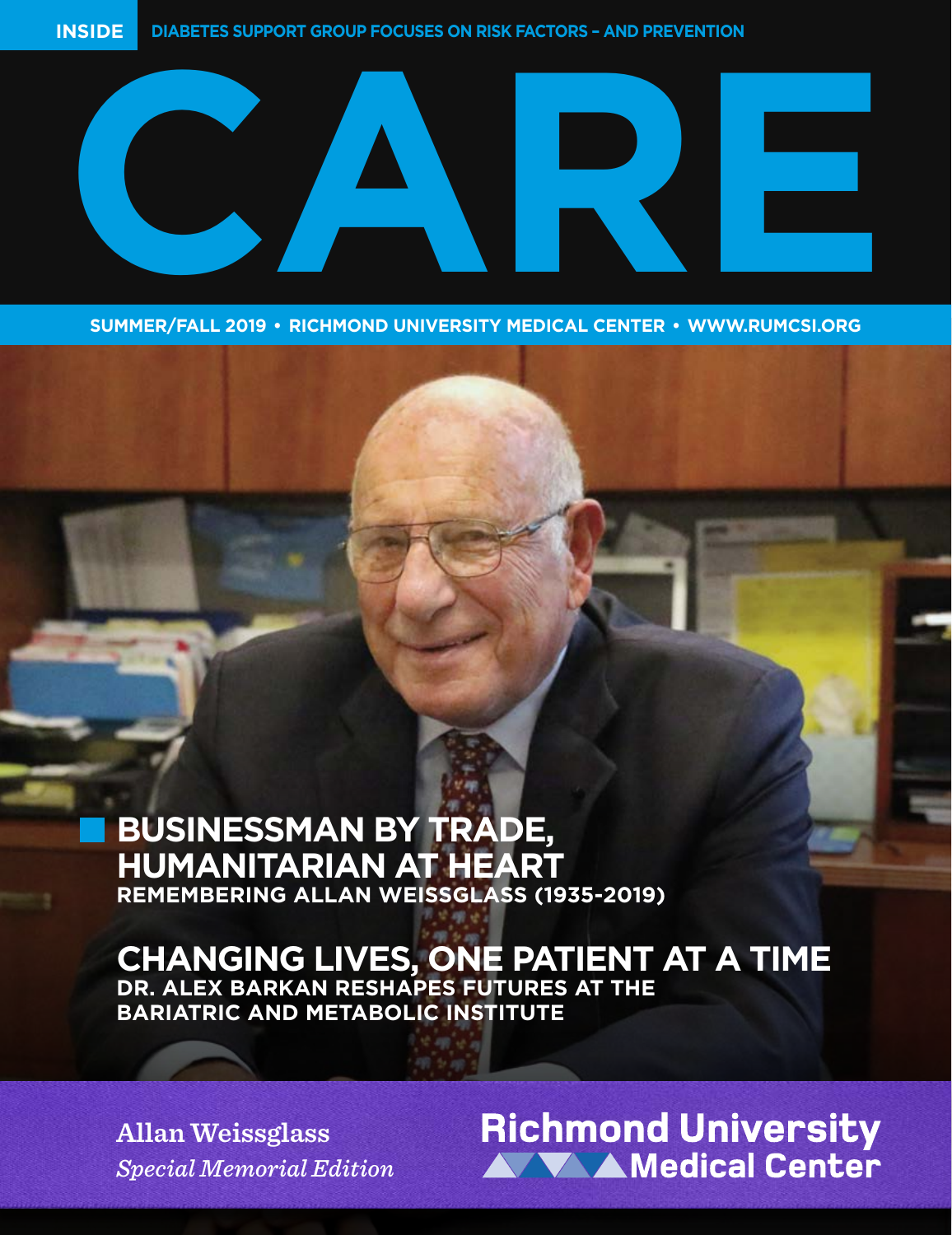**INSIDE** DIABETES SUPPORT GROUP FOCUSES ON RISK FACTORS – AND PREVENTION

# CARE

SUMMER/FALL 2019 • RICHMOND UNIVERSITY MEDICAL CENTER • WWW.RUMCSI.ORG

## BUSINESSMAN BY TRADE, HUMANITARIAN AT HEART

**REMEMBERING ALLAN WEISSGLASS (1935-2019)**

## CHANGING LIVES, ONE PATIENT AT A TIME

**DR. ALEX BARKAN RESHAPES FUTURES AT THE BARIATRIC AND METABOLIC INSTITUTE**

Allan Weissglass
*Special Memorial Edition*

Richmond University Medical Center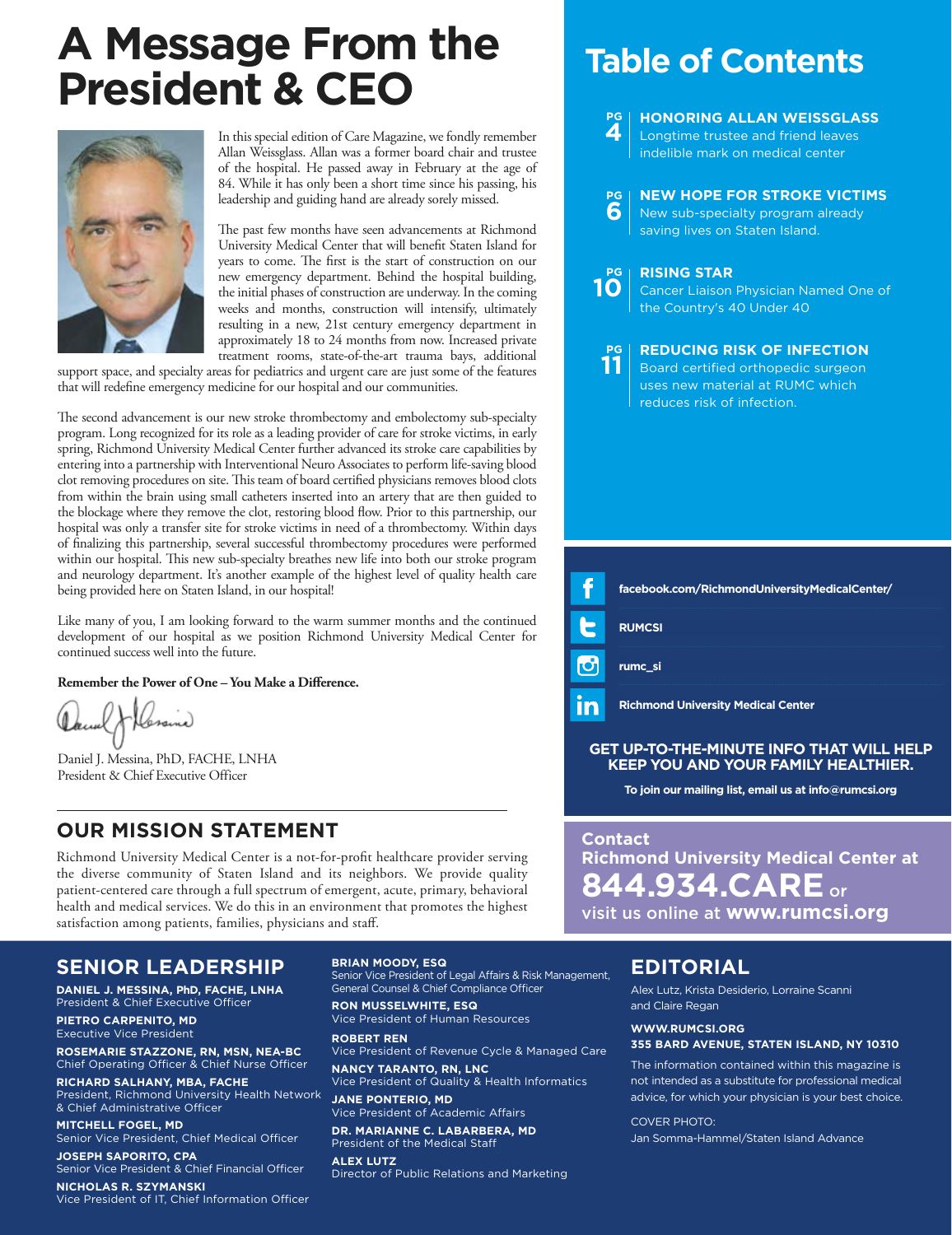# A Message From the President & CEO

In this special edition of Care Magazine, we fondly remember Allan Weissglass. Allan was a former board chair and trustee of the hospital. He passed away in February at the age of 84. While it has only been a short time since his passing, his leadership and guiding hand are already sorely missed.

The past few months have seen advancements at Richmond University Medical Center that will benefit Staten Island for years to come. The first is the start of construction on our new emergency department. Behind the hospital building, the initial phases of construction are underway. In the coming weeks and months, construction will intensify, ultimately resulting in a new, 21st century emergency department in approximately 18 to 24 months from now. Increased private treatment rooms, state-of-the-art trauma bays, additional support space, and specialty areas for pediatrics and urgent care are just some of the features that will redefine emergency medicine for our hospital and our communities.

The second advancement is our new stroke thrombectomy and embolectomy sub-specialty program. Long recognized for its role as a leading provider of care for stroke victims, in early spring, Richmond University Medical Center further advanced its stroke care capabilities by entering into a partnership with Interventional Neuro Associates to perform life-saving blood clot removing procedures on site. This team of board certified physicians removes blood clots from within the brain using small catheters inserted into an artery that are then guided to the blockage where they remove the clot, restoring blood flow. Prior to this partnership, our hospital was only a transfer site for stroke victims in need of a thrombectomy. Within days of finalizing this partnership, several successful thrombectomy procedures were performed within our hospital. This new sub-specialty breathes new life into both our stroke program and neurology department. It's another example of the highest level of quality health care being provided here on Staten Island, in our hospital!

Like many of you, I am looking forward to the warm summer months and the continued development of our hospital as we position Richmond University Medical Center for continued success well into the future.

**Remember the Power of One – You Make a Difference.**

Daniel J. Messina, PhD, FACHE, LNHA
President & Chief Executive Officer

## OUR MISSION STATEMENT

Richmond University Medical Center is a not-for-profit healthcare provider serving the diverse community of Staten Island and its neighbors. We provide quality patient-centered care through a full spectrum of emergent, acute, primary, behavioral health and medical services. We do this in an environment that promotes the highest satisfaction among patients, families, physicians and staff.

# Table of Contents

**PG 4 | HONORING ALLAN WEISSGLASS**
Longtime trustee and friend leaves indelible mark on medical center

**PG 6 | NEW HOPE FOR STROKE VICTIMS**
New sub-specialty program already saving lives on Staten Island.

**PG 10 | RISING STAR**
Cancer Liaison Physician Named One of the Country's 40 Under 40

**PG 11 | REDUCING RISK OF INFECTION**
Board certified orthopedic surgeon uses new material at RUMC which reduces risk of infection.

facebook.com/RichmondUniversityMedicalCenter/

RUMCSI

rumc_si

Richmond University Medical Center

**GET UP-TO-THE-MINUTE INFO THAT WILL HELP KEEP YOU AND YOUR FAMILY HEALTHIER.**

To join our mailing list, email us at info@rumcsi.org

Contact Richmond University Medical Center at **844.934.CARE** or visit us online at **www.rumcsi.org**

## SENIOR LEADERSHIP

**DANIEL J. MESSINA, PhD, FACHE, LNHA**
President & Chief Executive Officer

**PIETRO CARPENITO, MD**
Executive Vice President

**ROSEMARIE STAZZONE, RN, MSN, NEA-BC**
Chief Operating Officer & Chief Nurse Officer

**RICHARD SALHANY, MBA, FACHE**
President, Richmond University Health Network & Chief Administrative Officer

**MITCHELL FOGEL, MD**
Senior Vice President, Chief Medical Officer

**JOSEPH SAPORITO, CPA**
Senior Vice President & Chief Financial Officer

**NICHOLAS R. SZYMANSKI**
Vice President of IT, Chief Information Officer

**BRIAN MOODY, ESQ**
Senior Vice President of Legal Affairs & Risk Management, General Counsel & Chief Compliance Officer

**RON MUSSELWHITE, ESQ**
Vice President of Human Resources

**ROBERT REN**
Vice President of Revenue Cycle & Managed Care

**NANCY TARANTO, RN, LNC**
Vice President of Quality & Health Informatics

**JANE PONTERIO, MD**
Vice President of Academic Affairs

**DR. MARIANNE C. LABARBERA, MD**
President of the Medical Staff

**ALEX LUTZ**
Director of Public Relations and Marketing

## EDITORIAL

Alex Lutz, Krista Desiderio, Lorraine Scanni and Claire Regan

**WWW.RUMCSI.ORG**
**355 BARD AVENUE, STATEN ISLAND, NY 10310**

The information contained within this magazine is not intended as a substitute for professional medical advice, for which your physician is your best choice.

COVER PHOTO:
Jan Somma-Hammel/Staten Island Advance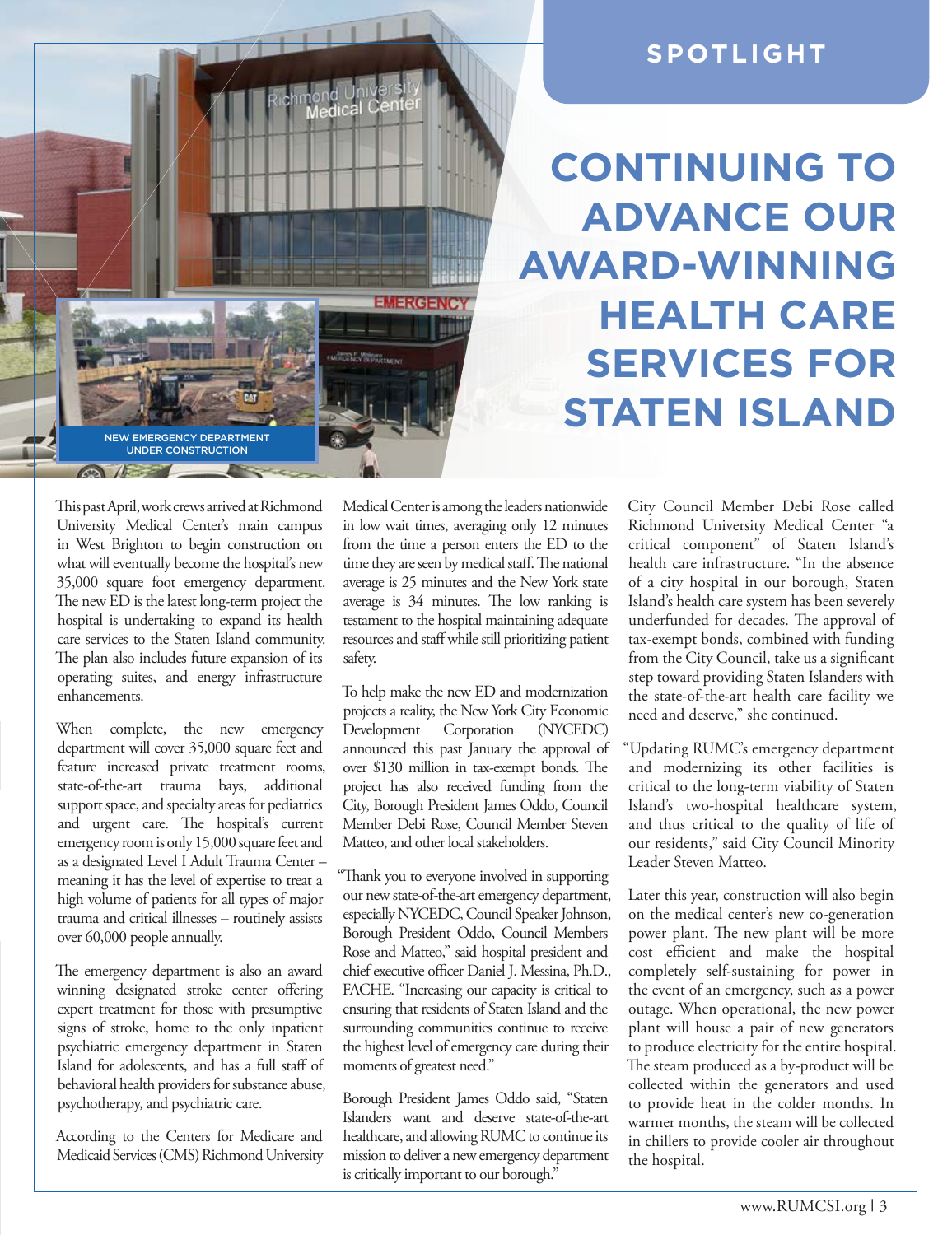SPOTLIGHT

# CONTINUING TO ADVANCE OUR AWARD-WINNING HEALTH CARE SERVICES FOR STATEN ISLAND

NEW EMERGENCY DEPARTMENT UNDER CONSTRUCTION

This past April, work crews arrived at Richmond University Medical Center's main campus in West Brighton to begin construction on what will eventually become the hospital's new 35,000 square foot emergency department. The new ED is the latest long-term project the hospital is undertaking to expand its health care services to the Staten Island community. The plan also includes future expansion of its operating suites, and energy infrastructure enhancements.

When complete, the new emergency department will cover 35,000 square feet and feature increased private treatment rooms, state-of-the-art trauma bays, additional support space, and specialty areas for pediatrics and urgent care. The hospital's current emergency room is only 15,000 square feet and as a designated Level I Adult Trauma Center – meaning it has the level of expertise to treat a high volume of patients for all types of major trauma and critical illnesses – routinely assists over 60,000 people annually.

The emergency department is also an award winning designated stroke center offering expert treatment for those with presumptive signs of stroke, home to the only inpatient psychiatric emergency department in Staten Island for adolescents, and has a full staff of behavioral health providers for substance abuse, psychotherapy, and psychiatric care.

According to the Centers for Medicare and Medicaid Services (CMS) Richmond University Medical Center is among the leaders nationwide in low wait times, averaging only 12 minutes from the time a person enters the ED to the time they are seen by medical staff. The national average is 25 minutes and the New York state average is 34 minutes. The low ranking is testament to the hospital maintaining adequate resources and staff while still prioritizing patient safety.

To help make the new ED and modernization projects a reality, the New York City Economic Development Corporation (NYCEDC) announced this past January the approval of over $130 million in tax-exempt bonds. The project has also received funding from the City, Borough President James Oddo, Council Member Debi Rose, Council Member Steven Matteo, and other local stakeholders.

"Thank you to everyone involved in supporting our new state-of-the-art emergency department, especially NYCEDC, Council Speaker Johnson, Borough President Oddo, Council Members Rose and Matteo," said hospital president and chief executive officer Daniel J. Messina, Ph.D., FACHE. "Increasing our capacity is critical to ensuring that residents of Staten Island and the surrounding communities continue to receive the highest level of emergency care during their moments of greatest need."

Borough President James Oddo said, "Staten Islanders want and deserve state-of-the-art healthcare, and allowing RUMC to continue its mission to deliver a new emergency department is critically important to our borough."

City Council Member Debi Rose called Richmond University Medical Center "a critical component" of Staten Island's health care infrastructure. "In the absence of a city hospital in our borough, Staten Island's health care system has been severely underfunded for decades. The approval of tax-exempt bonds, combined with funding from the City Council, take us a significant step toward providing Staten Islanders with the state-of-the-art health care facility we need and deserve," she continued.

"Updating RUMC's emergency department and modernizing its other facilities is critical to the long-term viability of Staten Island's two-hospital healthcare system, and thus critical to the quality of life of our residents," said City Council Minority Leader Steven Matteo.

Later this year, construction will also begin on the medical center's new co-generation power plant. The new plant will be more cost efficient and make the hospital completely self-sustaining for power in the event of an emergency, such as a power outage. When operational, the new power plant will house a pair of new generators to produce electricity for the entire hospital. The steam produced as a by-product will be collected within the generators and used to provide heat in the colder months. In warmer months, the steam will be collected in chillers to provide cooler air throughout the hospital.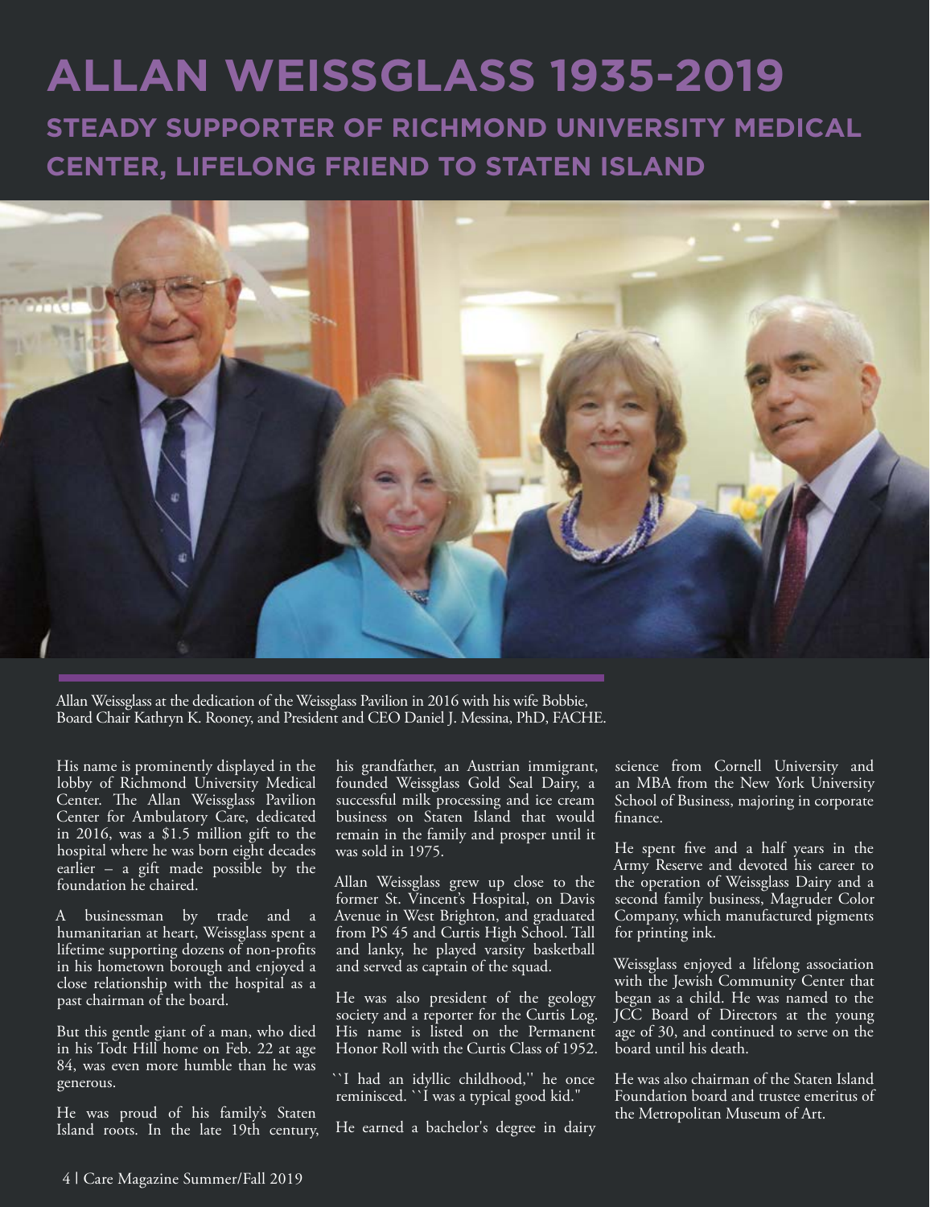# ALLAN WEISSGLASS 1935-2019

## STEADY SUPPORTER OF RICHMOND UNIVERSITY MEDICAL CENTER, LIFELONG FRIEND TO STATEN ISLAND

Allan Weissglass at the dedication of the Weissglass Pavilion in 2016 with his wife Bobbie, Board Chair Kathryn K. Rooney, and President and CEO Daniel J. Messina, PhD, FACHE.

His name is prominently displayed in the lobby of Richmond University Medical Center. The Allan Weissglass Pavilion Center for Ambulatory Care, dedicated in 2016, was a $1.5 million gift to the hospital where he was born eight decades earlier – a gift made possible by the foundation he chaired.

A businessman by trade and a humanitarian at heart, Weissglass spent a lifetime supporting dozens of non-profits in his hometown borough and enjoyed a close relationship with the hospital as a past chairman of the board.

But this gentle giant of a man, who died in his Todt Hill home on Feb. 22 at age 84, was even more humble than he was generous.

He was proud of his family's Staten Island roots. In the late 19th century, his grandfather, an Austrian immigrant, founded Weissglass Gold Seal Dairy, a successful milk processing and ice cream business on Staten Island that would remain in the family and prosper until it was sold in 1975.

Allan Weissglass grew up close to the former St. Vincent's Hospital, on Davis Avenue in West Brighton, and graduated from PS 45 and Curtis High School. Tall and lanky, he played varsity basketball and served as captain of the squad.

He was also president of the geology society and a reporter for the Curtis Log. His name is listed on the Permanent Honor Roll with the Curtis Class of 1952.

``I had an idyllic childhood,'' he once reminisced. ``I was a typical good kid."

He earned a bachelor's degree in dairy science from Cornell University and an MBA from the New York University School of Business, majoring in corporate finance.

He spent five and a half years in the Army Reserve and devoted his career to the operation of Weissglass Dairy and a second family business, Magruder Color Company, which manufactured pigments for printing ink.

Weissglass enjoyed a lifelong association with the Jewish Community Center that began as a child. He was named to the JCC Board of Directors at the young age of 30, and continued to serve on the board until his death.

He was also chairman of the Staten Island Foundation board and trustee emeritus of the Metropolitan Museum of Art.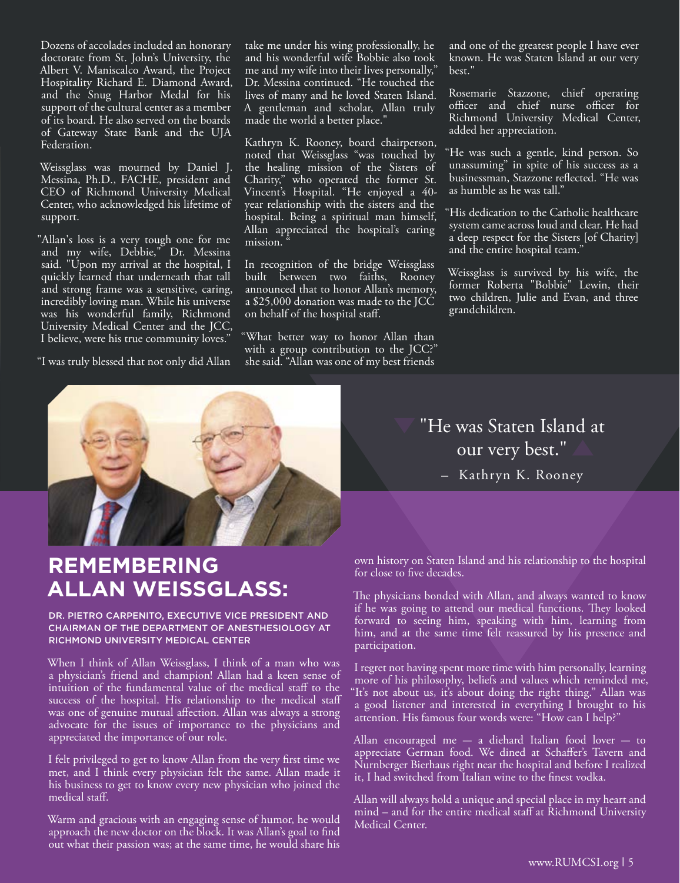Dozens of accolades included an honorary doctorate from St. John's University, the Albert V. Maniscalco Award, the Project Hospitality Richard E. Diamond Award, and the Snug Harbor Medal for his support of the cultural center as a member of its board. He also served on the boards of Gateway State Bank and the UJA Federation.

Weissglass was mourned by Daniel J. Messina, Ph.D., FACHE, president and CEO of Richmond University Medical Center, who acknowledged his lifetime of support.

"Allan's loss is a very tough one for me and my wife, Debbie," Dr. Messina said. "Upon my arrival at the hospital, I quickly learned that underneath that tall and strong frame was a sensitive, caring, incredibly loving man. While his universe was his wonderful family, Richmond University Medical Center and the JCC, I believe, were his true community loves."

"I was truly blessed that not only did Allan take me under his wing professionally, he and his wonderful wife Bobbie also took me and my wife into their lives personally," Dr. Messina continued. "He touched the lives of many and he loved Staten Island. A gentleman and scholar, Allan truly made the world a better place."

Kathryn K. Rooney, board chairperson, noted that Weissglass "was touched by the healing mission of the Sisters of Charity," who operated the former St. Vincent's Hospital. "He enjoyed a 40-year relationship with the sisters and the hospital. Being a spiritual man himself, Allan appreciated the hospital's caring mission. "

In recognition of the bridge Weissglass built between two faiths, Rooney announced that to honor Allan's memory, a $25,000 donation was made to the JCC on behalf of the hospital staff.

"What better way to honor Allan than with a group contribution to the JCC?" she said. "Allan was one of my best friends and one of the greatest people I have ever known. He was Staten Island at our very best."

Rosemarie Stazzone, chief operating officer and chief nurse officer for Richmond University Medical Center, added her appreciation.

"He was such a gentle, kind person. So unassuming" in spite of his success as a businessman, Stazzone reflected. "He was as humble as he was tall."

"His dedication to the Catholic healthcare system came across loud and clear. He had a deep respect for the Sisters [of Charity] and the entire hospital team."

Weissglass is survived by his wife, the former Roberta "Bobbie" Lewin, their two children, Julie and Evan, and three grandchildren.

> "He was Staten Island at our very best."
>
> – Kathryn K. Rooney

## REMEMBERING ALLAN WEISSGLASS:

### DR. PIETRO CARPENITO, EXECUTIVE VICE PRESIDENT AND CHAIRMAN OF THE DEPARTMENT OF ANESTHESIOLOGY AT RICHMOND UNIVERSITY MEDICAL CENTER

When I think of Allan Weissglass, I think of a man who was a physician's friend and champion! Allan had a keen sense of intuition of the fundamental value of the medical staff to the success of the hospital. His relationship to the medical staff was one of genuine mutual affection. Allan was always a strong advocate for the issues of importance to the physicians and appreciated the importance of our role.

I felt privileged to get to know Allan from the very first time we met, and I think every physician felt the same. Allan made it his business to get to know every new physician who joined the medical staff.

Warm and gracious with an engaging sense of humor, he would approach the new doctor on the block. It was Allan's goal to find out what their passion was; at the same time, he would share his own history on Staten Island and his relationship to the hospital for close to five decades.

The physicians bonded with Allan, and always wanted to know if he was going to attend our medical functions. They looked forward to seeing him, speaking with him, learning from him, and at the same time felt reassured by his presence and participation.

I regret not having spent more time with him personally, learning more of his philosophy, beliefs and values which reminded me, "It's not about us, it's about doing the right thing." Allan was a good listener and interested in everything I brought to his attention. His famous four words were: "How can I help?"

Allan encouraged me — a diehard Italian food lover — to appreciate German food. We dined at Schaffer's Tavern and Nurnberger Bierhaus right near the hospital and before I realized it, I had switched from Italian wine to the finest vodka.

Allan will always hold a unique and special place in my heart and mind – and for the entire medical staff at Richmond University Medical Center.

www.RUMCSI.org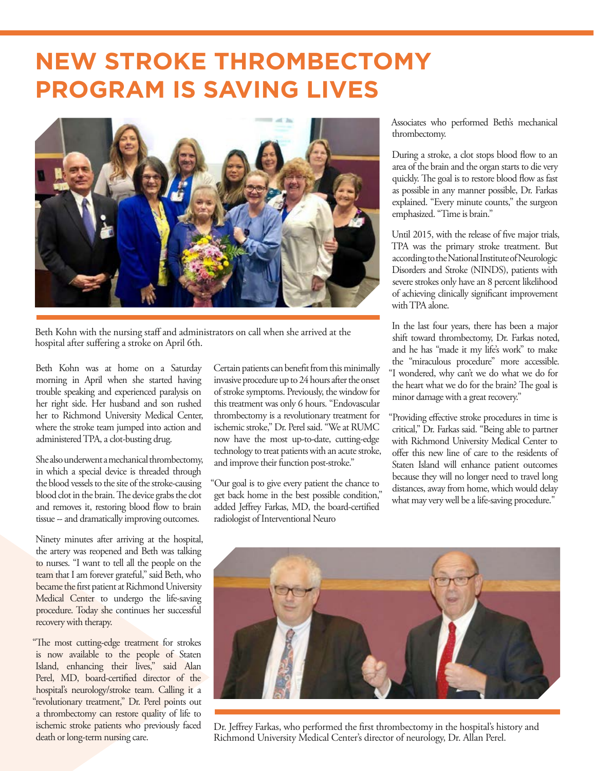# NEW STROKE THROMBECTOMY PROGRAM IS SAVING LIVES

Beth Kohn with the nursing staff and administrators on call when she arrived at the hospital after suffering a stroke on April 6th.

Beth Kohn was at home on a Saturday morning in April when she started having trouble speaking and experienced paralysis on her right side. Her husband and son rushed her to Richmond University Medical Center, where the stroke team jumped into action and administered TPA, a clot-busting drug.

She also underwent a mechanical thrombectomy, in which a special device is threaded through the blood vessels to the site of the stroke-causing blood clot in the brain. The device grabs the clot and removes it, restoring blood flow to brain tissue -- and dramatically improving outcomes.

Ninety minutes after arriving at the hospital, the artery was reopened and Beth was talking to nurses. "I want to tell all the people on the team that I am forever grateful," said Beth, who became the first patient at Richmond University Medical Center to undergo the life-saving procedure. Today she continues her successful recovery with therapy.

"The most cutting-edge treatment for strokes is now available to the people of Staten Island, enhancing their lives," said Alan Perel, MD, board-certified director of the hospital's neurology/stroke team. Calling it a "revolutionary treatment," Dr. Perel points out a thrombectomy can restore quality of life to ischemic stroke patients who previously faced death or long-term nursing care.

Certain patients can benefit from this minimally invasive procedure up to 24 hours after the onset of stroke symptoms. Previously, the window for this treatment was only 6 hours. "Endovascular thrombectomy is a revolutionary treatment for ischemic stroke," Dr. Perel said. "We at RUMC now have the most up-to-date, cutting-edge technology to treat patients with an acute stroke, and improve their function post-stroke."

"Our goal is to give every patient the chance to get back home in the best possible condition," added Jeffrey Farkas, MD, the board-certified radiologist of Interventional Neuro Associates who performed Beth's mechanical thrombectomy.

During a stroke, a clot stops blood flow to an area of the brain and the organ starts to die very quickly. The goal is to restore blood flow as fast as possible in any manner possible, Dr. Farkas explained. "Every minute counts," the surgeon emphasized. "Time is brain."

Until 2015, with the release of five major trials, TPA was the primary stroke treatment. But according to the National Institute of Neurologic Disorders and Stroke (NINDS), patients with severe strokes only have an 8 percent likelihood of achieving clinically significant improvement with TPA alone.

In the last four years, there has been a major shift toward thrombectomy, Dr. Farkas noted, and he has "made it my life's work" to make the "miraculous procedure" more accessible. "I wondered, why can't we do what we do for the heart what we do for the brain? The goal is minor damage with a great recovery."

"Providing effective stroke procedures in time is critical," Dr. Farkas said. "Being able to partner with Richmond University Medical Center to offer this new line of care to the residents of Staten Island will enhance patient outcomes because they will no longer need to travel long distances, away from home, which would delay what may very well be a life-saving procedure."

Dr. Jeffrey Farkas, who performed the first thrombectomy in the hospital's history and Richmond University Medical Center's director of neurology, Dr. Allan Perel.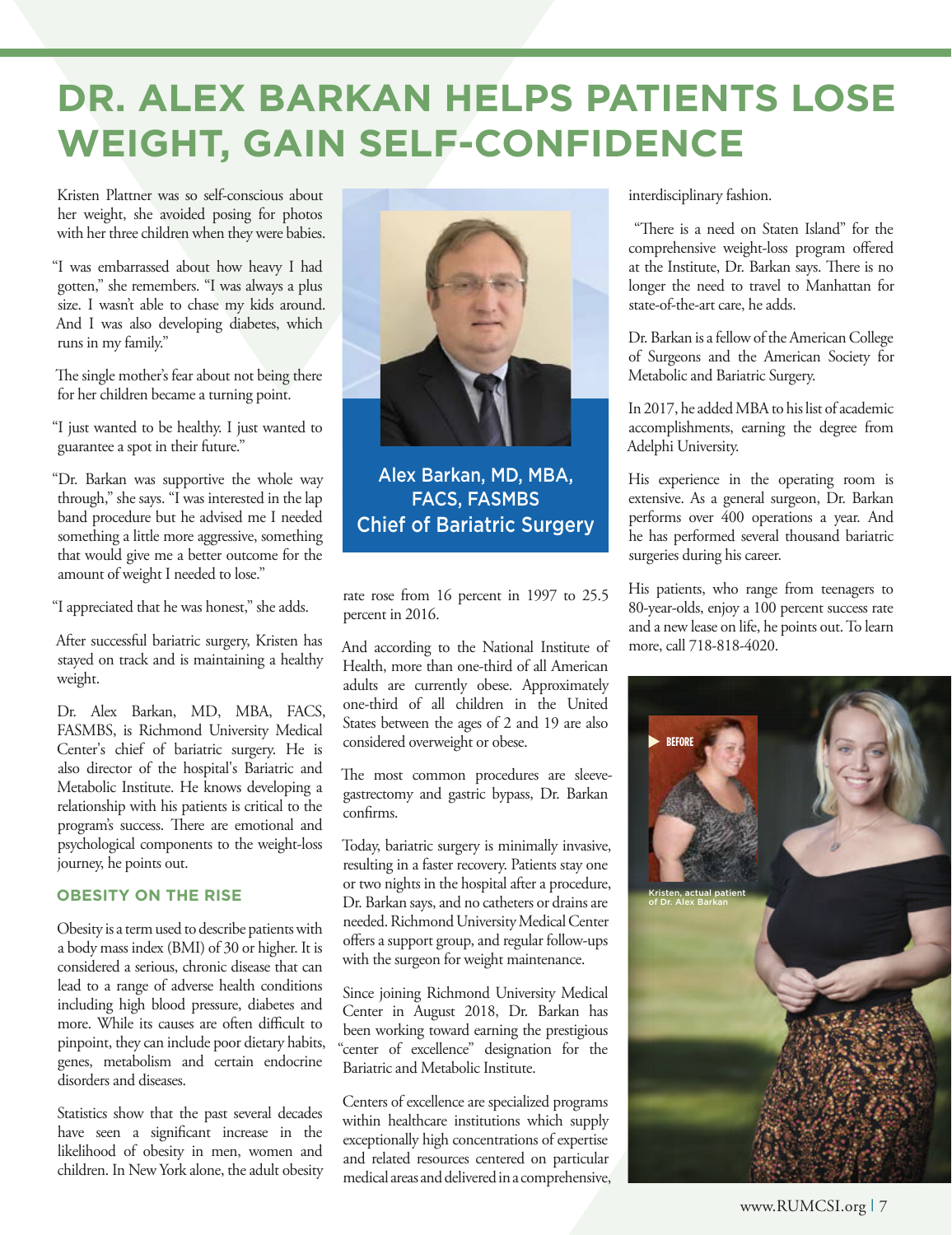# DR. ALEX BARKAN HELPS PATIENTS LOSE WEIGHT, GAIN SELF-CONFIDENCE

Kristen Plattner was so self-conscious about her weight, she avoided posing for photos with her three children when they were babies.

"I was embarrassed about how heavy I had gotten," she remembers. "I was always a plus size. I wasn't able to chase my kids around. And I was also developing diabetes, which runs in my family."

The single mother's fear about not being there for her children became a turning point.

"I just wanted to be healthy. I just wanted to guarantee a spot in their future."

"Dr. Barkan was supportive the whole way through," she says. "I was interested in the lap band procedure but he advised me I needed something a little more aggressive, something that would give me a better outcome for the amount of weight I needed to lose."

"I appreciated that he was honest," she adds.

After successful bariatric surgery, Kristen has stayed on track and is maintaining a healthy weight.

Dr. Alex Barkan, MD, MBA, FACS, FASMBS, is Richmond University Medical Center's chief of bariatric surgery. He is also director of the hospital's Bariatric and Metabolic Institute. He knows developing a relationship with his patients is critical to the program's success. There are emotional and psychological components to the weight-loss journey, he points out.

Alex Barkan, MD, MBA, FACS, FASMBS
Chief of Bariatric Surgery

### OBESITY ON THE RISE

Obesity is a term used to describe patients with a body mass index (BMI) of 30 or higher. It is considered a serious, chronic disease that can lead to a range of adverse health conditions including high blood pressure, diabetes and more. While its causes are often difficult to pinpoint, they can include poor dietary habits, genes, metabolism and certain endocrine disorders and diseases.

Statistics show that the past several decades have seen a significant increase in the likelihood of obesity in men, women and children. In New York alone, the adult obesity rate rose from 16 percent in 1997 to 25.5 percent in 2016.

And according to the National Institute of Health, more than one-third of all American adults are currently obese. Approximately one-third of all children in the United States between the ages of 2 and 19 are also considered overweight or obese.

The most common procedures are sleeve-gastrectomy and gastric bypass, Dr. Barkan confirms.

Today, bariatric surgery is minimally invasive, resulting in a faster recovery. Patients stay one or two nights in the hospital after a procedure, Dr. Barkan says, and no catheters or drains are needed. Richmond University Medical Center offers a support group, and regular follow-ups with the surgeon for weight maintenance.

Since joining Richmond University Medical Center in August 2018, Dr. Barkan has been working toward earning the prestigious "center of excellence" designation for the Bariatric and Metabolic Institute.

Centers of excellence are specialized programs within healthcare institutions which supply exceptionally high concentrations of expertise and related resources centered on particular medical areas and delivered in a comprehensive, interdisciplinary fashion.

"There is a need on Staten Island" for the comprehensive weight-loss program offered at the Institute, Dr. Barkan says. There is no longer the need to travel to Manhattan for state-of-the-art care, he adds.

Dr. Barkan is a fellow of the American College of Surgeons and the American Society for Metabolic and Bariatric Surgery.

In 2017, he added MBA to his list of academic accomplishments, earning the degree from Adelphi University.

His experience in the operating room is extensive. As a general surgeon, Dr. Barkan performs over 400 operations a year. And he has performed several thousand bariatric surgeries during his career.

His patients, who range from teenagers to 80-year-olds, enjoy a 100 percent success rate and a new lease on life, he points out. To learn more, call 718-818-4020.

BEFORE

Kristen, actual patient of Dr. Alex Barkan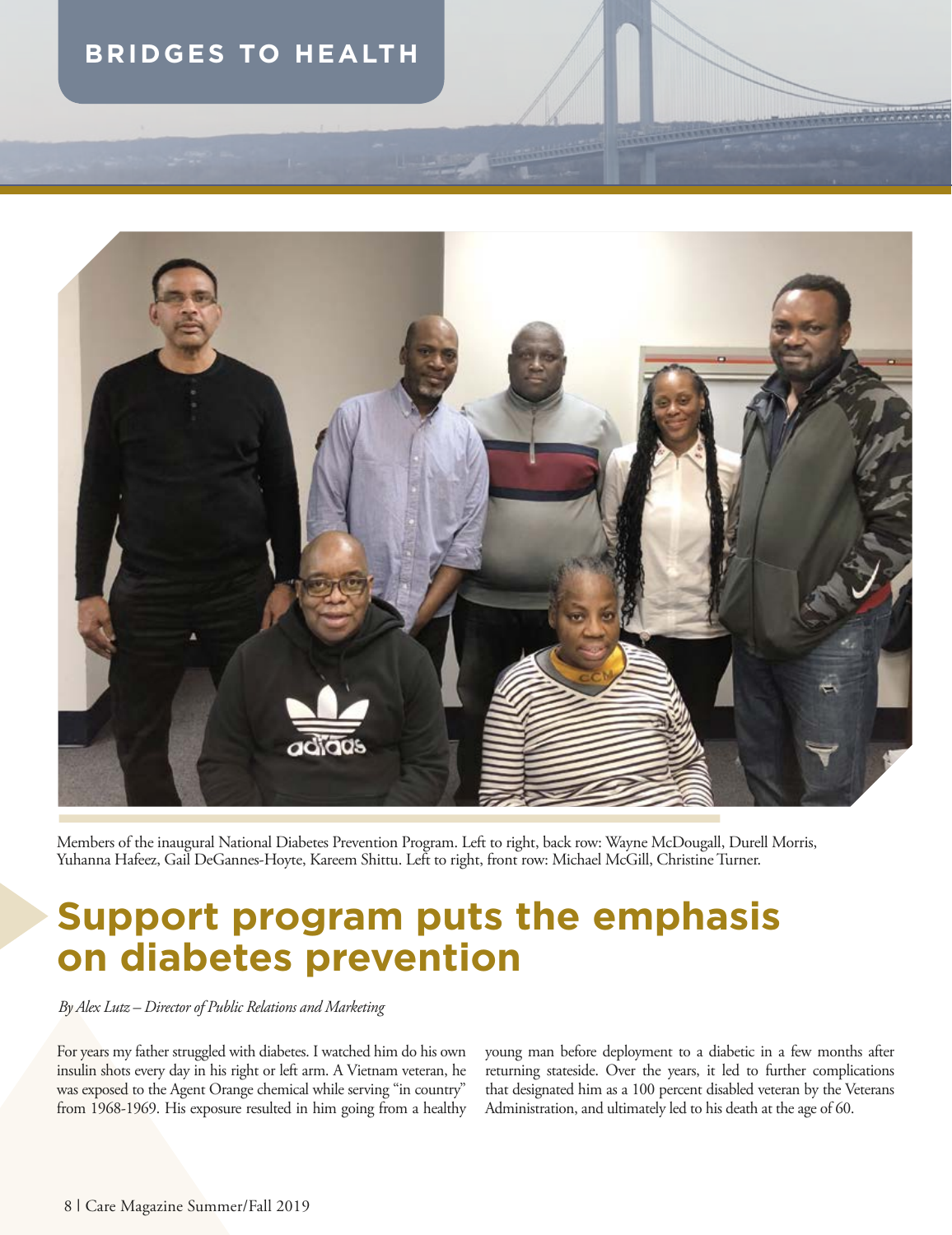BRIDGES TO HEALTH

Members of the inaugural National Diabetes Prevention Program. Left to right, back row: Wayne McDougall, Durell Morris, Yuhanna Hafeez, Gail DeGannes-Hoyte, Kareem Shittu. Left to right, front row: Michael McGill, Christine Turner.

# Support program puts the emphasis on diabetes prevention

*By Alex Lutz – Director of Public Relations and Marketing*

For years my father struggled with diabetes. I watched him do his own insulin shots every day in his right or left arm. A Vietnam veteran, he was exposed to the Agent Orange chemical while serving "in country" from 1968-1969. His exposure resulted in him going from a healthy young man before deployment to a diabetic in a few months after returning stateside. Over the years, it led to further complications that designated him as a 100 percent disabled veteran by the Veterans Administration, and ultimately led to his death at the age of 60.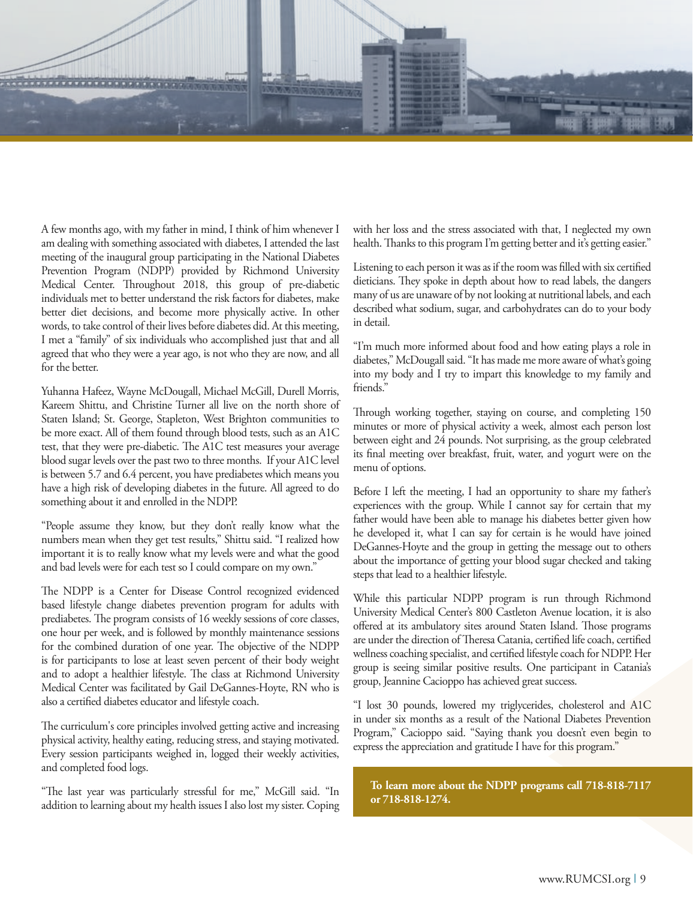A few months ago, with my father in mind, I think of him whenever I am dealing with something associated with diabetes, I attended the last meeting of the inaugural group participating in the National Diabetes Prevention Program (NDPP) provided by Richmond University Medical Center. Throughout 2018, this group of pre-diabetic individuals met to better understand the risk factors for diabetes, make better diet decisions, and become more physically active. In other words, to take control of their lives before diabetes did. At this meeting, I met a "family" of six individuals who accomplished just that and all agreed that who they were a year ago, is not who they are now, and all for the better.

Yuhanna Hafeez, Wayne McDougall, Michael McGill, Durell Morris, Kareem Shittu, and Christine Turner all live on the north shore of Staten Island; St. George, Stapleton, West Brighton communities to be more exact. All of them found through blood tests, such as an A1C test, that they were pre-diabetic. The A1C test measures your average blood sugar levels over the past two to three months. If your A1C level is between 5.7 and 6.4 percent, you have prediabetes which means you have a high risk of developing diabetes in the future. All agreed to do something about it and enrolled in the NDPP.

"People assume they know, but they don't really know what the numbers mean when they get test results," Shittu said. "I realized how important it is to really know what my levels were and what the good and bad levels were for each test so I could compare on my own."

The NDPP is a Center for Disease Control recognized evidenced based lifestyle change diabetes prevention program for adults with prediabetes. The program consists of 16 weekly sessions of core classes, one hour per week, and is followed by monthly maintenance sessions for the combined duration of one year. The objective of the NDPP is for participants to lose at least seven percent of their body weight and to adopt a healthier lifestyle. The class at Richmond University Medical Center was facilitated by Gail DeGannes-Hoyte, RN who is also a certified diabetes educator and lifestyle coach.

The curriculum's core principles involved getting active and increasing physical activity, healthy eating, reducing stress, and staying motivated. Every session participants weighed in, logged their weekly activities, and completed food logs.

"The last year was particularly stressful for me," McGill said. "In addition to learning about my health issues I also lost my sister. Coping with her loss and the stress associated with that, I neglected my own health. Thanks to this program I'm getting better and it's getting easier."

Listening to each person it was as if the room was filled with six certified dieticians. They spoke in depth about how to read labels, the dangers many of us are unaware of by not looking at nutritional labels, and each described what sodium, sugar, and carbohydrates can do to your body in detail.

"I'm much more informed about food and how eating plays a role in diabetes," McDougall said. "It has made me more aware of what's going into my body and I try to impart this knowledge to my family and friends."

Through working together, staying on course, and completing 150 minutes or more of physical activity a week, almost each person lost between eight and 24 pounds. Not surprising, as the group celebrated its final meeting over breakfast, fruit, water, and yogurt were on the menu of options.

Before I left the meeting, I had an opportunity to share my father's experiences with the group. While I cannot say for certain that my father would have been able to manage his diabetes better given how he developed it, what I can say for certain is he would have joined DeGannes-Hoyte and the group in getting the message out to others about the importance of getting your blood sugar checked and taking steps that lead to a healthier lifestyle.

While this particular NDPP program is run through Richmond University Medical Center's 800 Castleton Avenue location, it is also offered at its ambulatory sites around Staten Island. Those programs are under the direction of Theresa Catania, certified life coach, certified wellness coaching specialist, and certified lifestyle coach for NDPP. Her group is seeing similar positive results. One participant in Catania's group, Jeannine Cacioppo has achieved great success.

"I lost 30 pounds, lowered my triglycerides, cholesterol and A1C in under six months as a result of the National Diabetes Prevention Program," Cacioppo said. "Saying thank you doesn't even begin to express the appreciation and gratitude I have for this program."

**To learn more about the NDPP programs call 718-818-7117 or 718-818-1274.**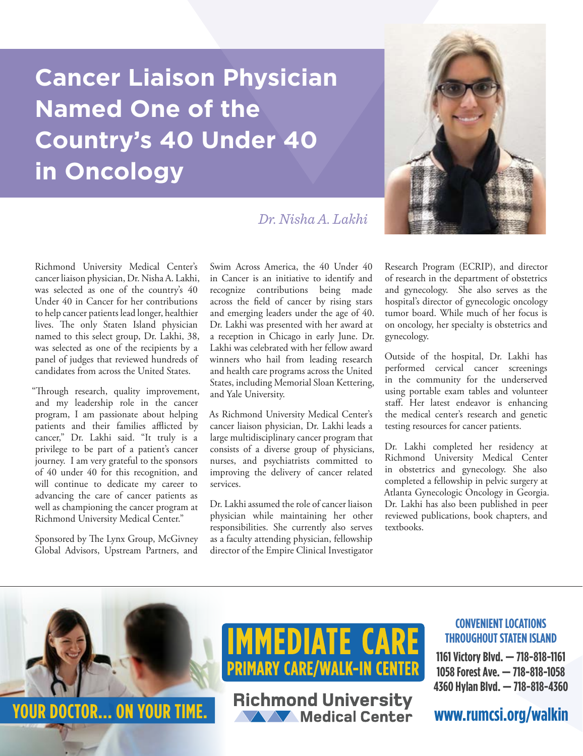# Cancer Liaison Physician Named One of the Country's 40 Under 40 in Oncology

*Dr. Nisha A. Lakhi*

Richmond University Medical Center's cancer liaison physician, Dr. Nisha A. Lakhi, was selected as one of the country's 40 Under 40 in Cancer for her contributions to help cancer patients lead longer, healthier lives. The only Staten Island physician named to this select group, Dr. Lakhi, 38, was selected as one of the recipients by a panel of judges that reviewed hundreds of candidates from across the United States.

"Through research, quality improvement, and my leadership role in the cancer program, I am passionate about helping patients and their families afflicted by cancer," Dr. Lakhi said. "It truly is a privilege to be part of a patient's cancer journey. I am very grateful to the sponsors of 40 under 40 for this recognition, and will continue to dedicate my career to advancing the care of cancer patients as well as championing the cancer program at Richmond University Medical Center."

Sponsored by The Lynx Group, McGivney Global Advisors, Upstream Partners, and Swim Across America, the 40 Under 40 in Cancer is an initiative to identify and recognize contributions being made across the field of cancer by rising stars and emerging leaders under the age of 40. Dr. Lakhi was presented with her award at a reception in Chicago in early June. Dr. Lakhi was celebrated with her fellow award winners who hail from leading research and health care programs across the United States, including Memorial Sloan Kettering, and Yale University.

As Richmond University Medical Center's cancer liaison physician, Dr. Lakhi leads a large multidisciplinary cancer program that consists of a diverse group of physicians, nurses, and psychiatrists committed to improving the delivery of cancer related services.

Dr. Lakhi assumed the role of cancer liaison physician while maintaining her other responsibilities. She currently also serves as a faculty attending physician, fellowship director of the Empire Clinical Investigator Research Program (ECRIP), and director of research in the department of obstetrics and gynecology. She also serves as the hospital's director of gynecologic oncology tumor board. While much of her focus is on oncology, her specialty is obstetrics and gynecology.

Outside of the hospital, Dr. Lakhi has performed cervical cancer screenings in the community for the underserved using portable exam tables and volunteer staff. Her latest endeavor is enhancing the medical center's research and genetic testing resources for cancer patients.

Dr. Lakhi completed her residency at Richmond University Medical Center in obstetrics and gynecology. She also completed a fellowship in pelvic surgery at Atlanta Gynecologic Oncology in Georgia. Dr. Lakhi has also been published in peer reviewed publications, book chapters, and textbooks.

---

**YOUR DOCTOR… ON YOUR TIME.**

**IMMEDIATE CARE**
**PRIMARY CARE/WALK-IN CENTER**

Richmond University Medical Center

**CONVENIENT LOCATIONS THROUGHOUT STATEN ISLAND**

1161 Victory Blvd. — 718-818-1161
1058 Forest Ave. — 718-818-1058
4360 Hylan Blvd. — 718-818-4360

www.rumcsi.org/walkin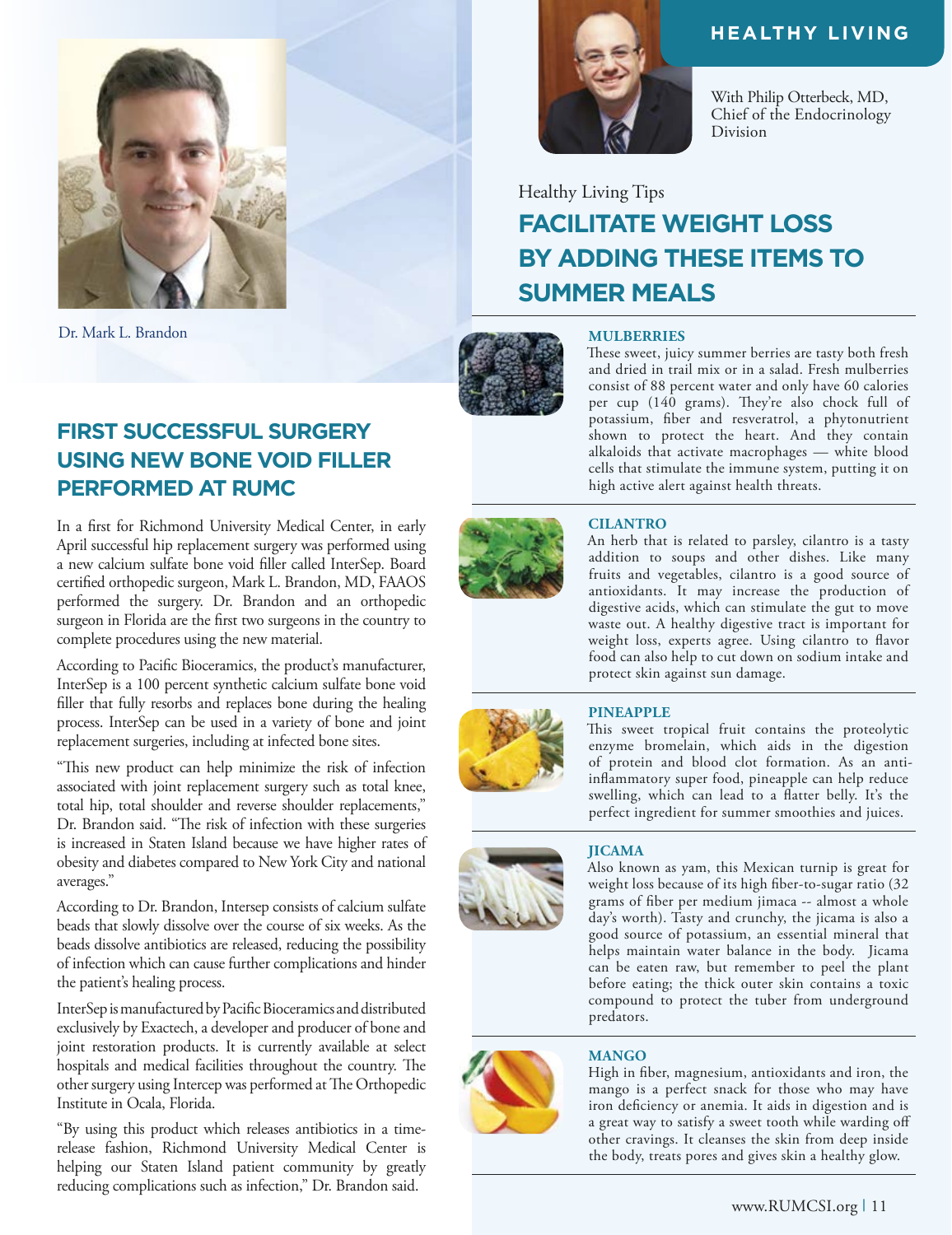Dr. Mark L. Brandon

## FIRST SUCCESSFUL SURGERY USING NEW BONE VOID FILLER PERFORMED AT RUMC

In a first for Richmond University Medical Center, in early April successful hip replacement surgery was performed using a new calcium sulfate bone void filler called InterSep. Board certified orthopedic surgeon, Mark L. Brandon, MD, FAAOS performed the surgery. Dr. Brandon and an orthopedic surgeon in Florida are the first two surgeons in the country to complete procedures using the new material.

According to Pacific Bioceramics, the product's manufacturer, InterSep is a 100 percent synthetic calcium sulfate bone void filler that fully resorbs and replaces bone during the healing process. InterSep can be used in a variety of bone and joint replacement surgeries, including at infected bone sites.

"This new product can help minimize the risk of infection associated with joint replacement surgery such as total knee, total hip, total shoulder and reverse shoulder replacements," Dr. Brandon said. "The risk of infection with these surgeries is increased in Staten Island because we have higher rates of obesity and diabetes compared to New York City and national averages."

According to Dr. Brandon, Intersep consists of calcium sulfate beads that slowly dissolve over the course of six weeks. As the beads dissolve antibiotics are released, reducing the possibility of infection which can cause further complications and hinder the patient's healing process.

InterSep is manufactured by Pacific Bioceramics and distributed exclusively by Exactech, a developer and producer of bone and joint restoration products. It is currently available at select hospitals and medical facilities throughout the country. The other surgery using Intercep was performed at The Orthopedic Institute in Ocala, Florida.

"By using this product which releases antibiotics in a time-release fashion, Richmond University Medical Center is helping our Staten Island patient community by greatly reducing complications such as infection," Dr. Brandon said.

# HEALTHY LIVING

With Philip Otterbeck, MD, Chief of the Endocrinology Division

Healthy Living Tips

## FACILITATE WEIGHT LOSS BY ADDING THESE ITEMS TO SUMMER MEALS

**MULBERRIES**

These sweet, juicy summer berries are tasty both fresh and dried in trail mix or in a salad. Fresh mulberries consist of 88 percent water and only have 60 calories per cup (140 grams). They're also chock full of potassium, fiber and resveratrol, a phytonutrient shown to protect the heart. And they contain alkaloids that activate macrophages — white blood cells that stimulate the immune system, putting it on high active alert against health threats.

**CILANTRO**

An herb that is related to parsley, cilantro is a tasty addition to soups and other dishes. Like many fruits and vegetables, cilantro is a good source of antioxidants. It may increase the production of digestive acids, which can stimulate the gut to move waste out. A healthy digestive tract is important for weight loss, experts agree. Using cilantro to flavor food can also help to cut down on sodium intake and protect skin against sun damage.

**PINEAPPLE**

This sweet tropical fruit contains the proteolytic enzyme bromelain, which aids in the digestion of protein and blood clot formation. As an anti-inflammatory super food, pineapple can help reduce swelling, which can lead to a flatter belly. It's the perfect ingredient for summer smoothies and juices.

**JICAMA**

Also known as yam, this Mexican turnip is great for weight loss because of its high fiber-to-sugar ratio (32 grams of fiber per medium jimaca -- almost a whole day's worth). Tasty and crunchy, the jicama is also a good source of potassium, an essential mineral that helps maintain water balance in the body. Jicama can be eaten raw, but remember to peel the plant before eating; the thick outer skin contains a toxic compound to protect the tuber from underground predators.

**MANGO**

High in fiber, magnesium, antioxidants and iron, the mango is a perfect snack for those who may have iron deficiency or anemia. It aids in digestion and is a great way to satisfy a sweet tooth while warding off other cravings. It cleanses the skin from deep inside the body, treats pores and gives skin a healthy glow.

www.RUMCSI.org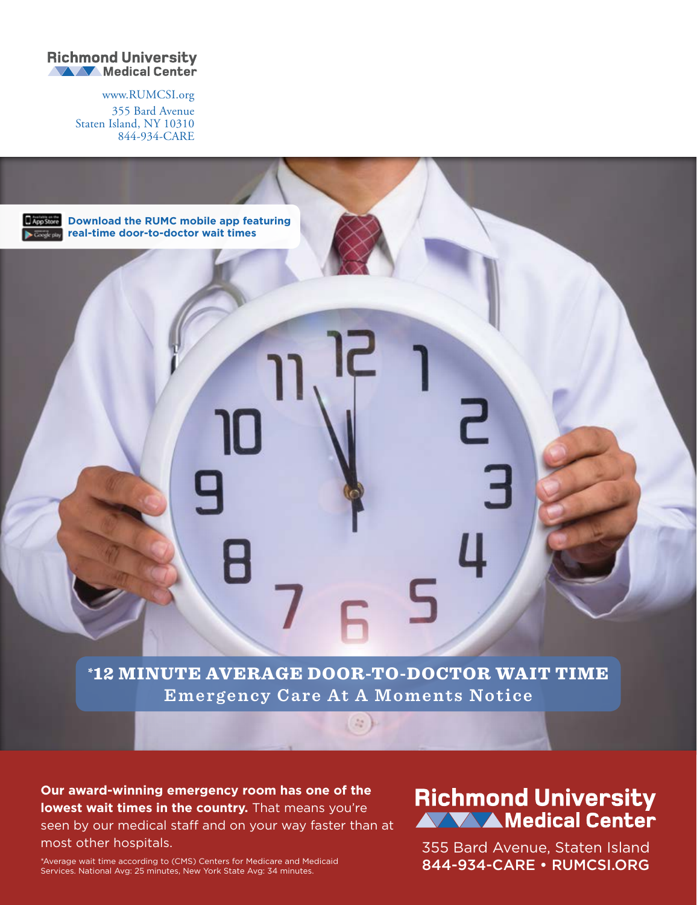**Richmond University Medical Center**

www.RUMCSI.org
355 Bard Avenue
Staten Island, NY 10310
844-934-CARE

**Download the RUMC mobile app featuring real-time door-to-doctor wait times**

## *12 MINUTE AVERAGE DOOR-TO-DOCTOR WAIT TIME

### Emergency Care At A Moments Notice

**Our award-winning emergency room has one of the lowest wait times in the country.** That means you're seen by our medical staff and on your way faster than at most other hospitals.

*Average wait time according to (CMS) Centers for Medicare and Medicaid Services. National Avg: 25 minutes, New York State Avg: 34 minutes.

**Richmond University Medical Center**

355 Bard Avenue, Staten Island
**844-934-CARE • RUMCSI.ORG**